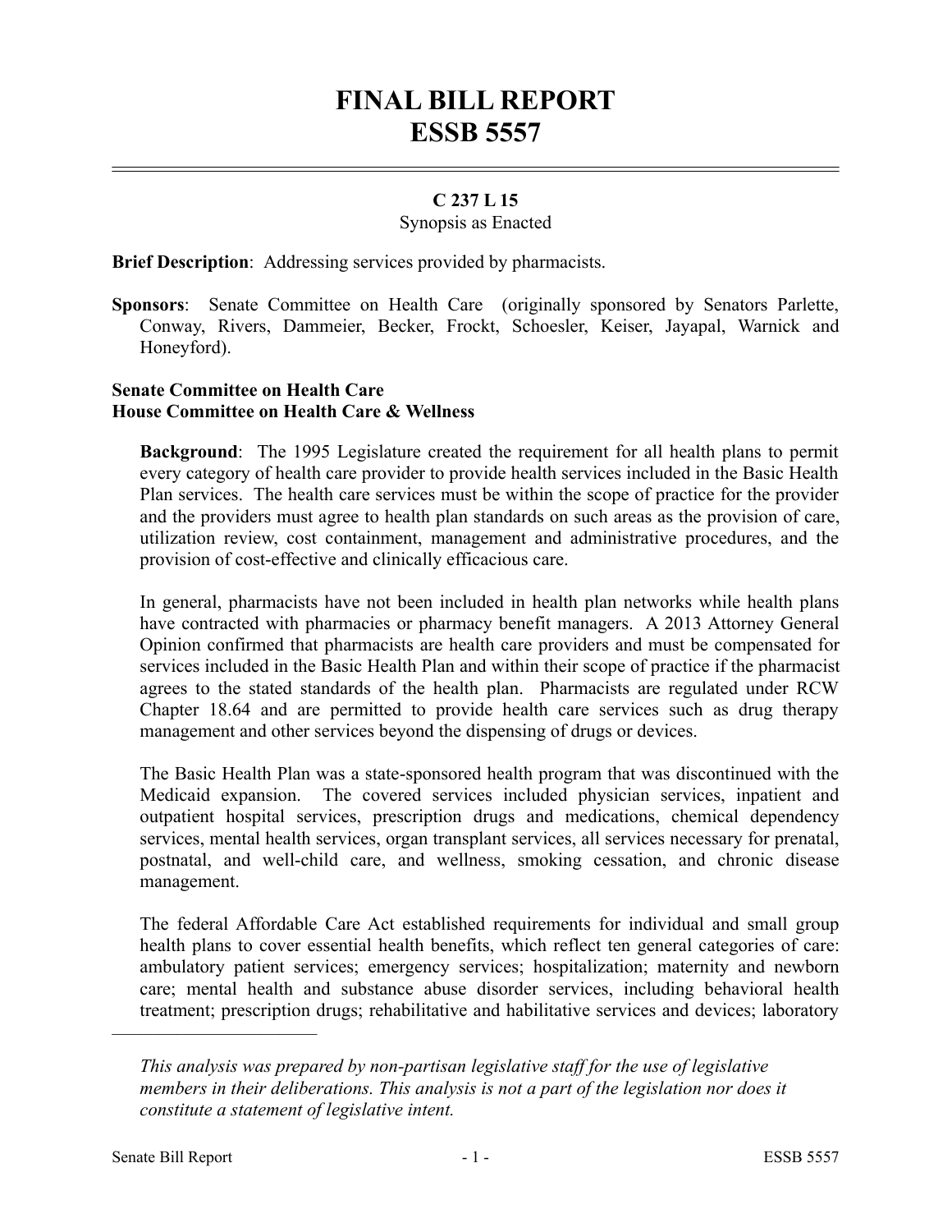# FINAL BILL REPORT
# ESSB 5557

**C 237 L 15**

Synopsis as Enacted

**Brief Description**: Addressing services provided by pharmacists.

**Sponsors**: Senate Committee on Health Care (originally sponsored by Senators Parlette, Conway, Rivers, Dammeier, Becker, Frockt, Schoesler, Keiser, Jayapal, Warnick and Honeyford).

**Senate Committee on Health Care**
**House Committee on Health Care & Wellness**

**Background**: The 1995 Legislature created the requirement for all health plans to permit every category of health care provider to provide health services included in the Basic Health Plan services. The health care services must be within the scope of practice for the provider and the providers must agree to health plan standards on such areas as the provision of care, utilization review, cost containment, management and administrative procedures, and the provision of cost-effective and clinically efficacious care.

In general, pharmacists have not been included in health plan networks while health plans have contracted with pharmacies or pharmacy benefit managers. A 2013 Attorney General Opinion confirmed that pharmacists are health care providers and must be compensated for services included in the Basic Health Plan and within their scope of practice if the pharmacist agrees to the stated standards of the health plan. Pharmacists are regulated under RCW Chapter 18.64 and are permitted to provide health care services such as drug therapy management and other services beyond the dispensing of drugs or devices.

The Basic Health Plan was a state-sponsored health program that was discontinued with the Medicaid expansion. The covered services included physician services, inpatient and outpatient hospital services, prescription drugs and medications, chemical dependency services, mental health services, organ transplant services, all services necessary for prenatal, postnatal, and well-child care, and wellness, smoking cessation, and chronic disease management.

The federal Affordable Care Act established requirements for individual and small group health plans to cover essential health benefits, which reflect ten general categories of care: ambulatory patient services; emergency services; hospitalization; maternity and newborn care; mental health and substance abuse disorder services, including behavioral health treatment; prescription drugs; rehabilitative and habilitative services and devices; laboratory

---

*This analysis was prepared by non-partisan legislative staff for the use of legislative members in their deliberations. This analysis is not a part of the legislation nor does it constitute a statement of legislative intent.*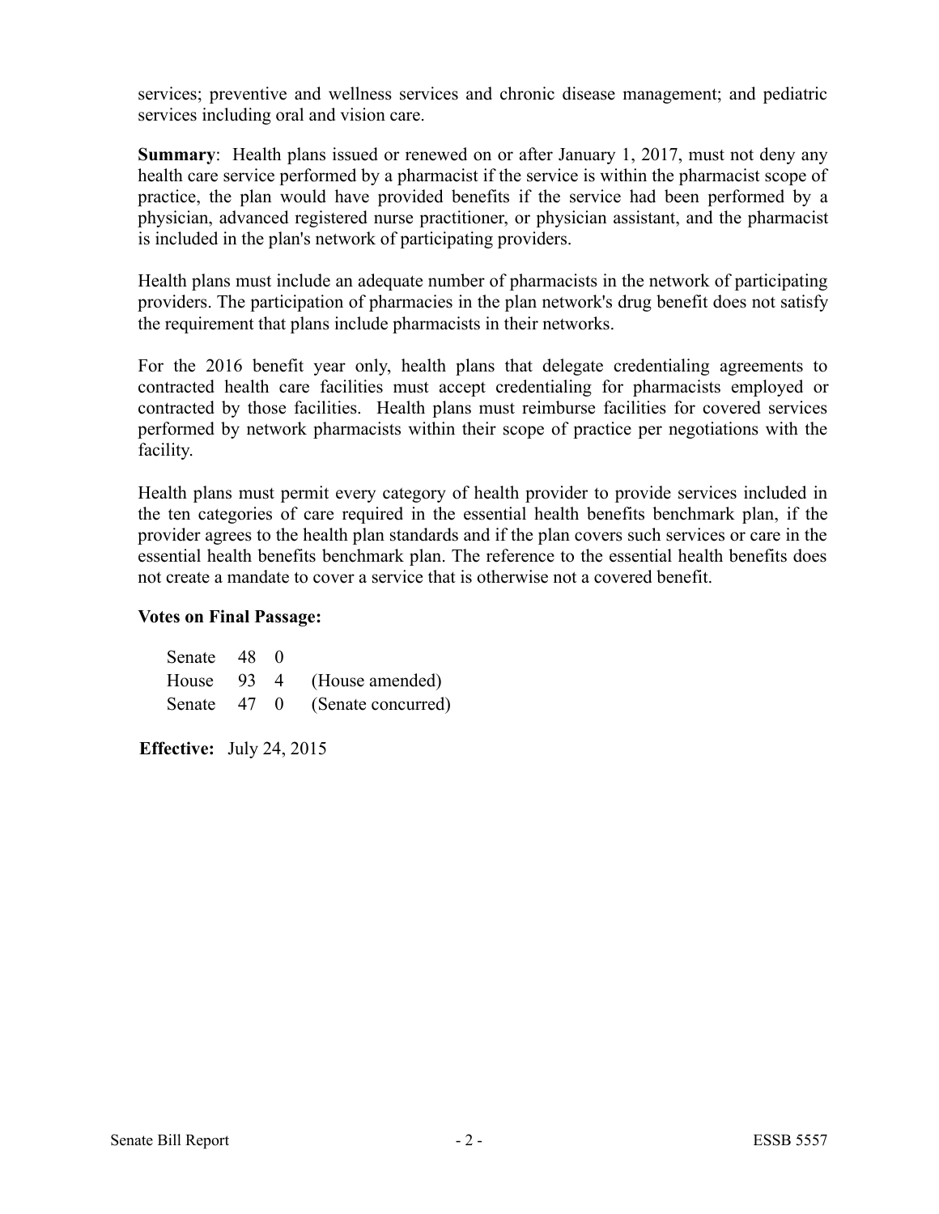services; preventive and wellness services and chronic disease management; and pediatric services including oral and vision care.

**Summary**: Health plans issued or renewed on or after January 1, 2017, must not deny any health care service performed by a pharmacist if the service is within the pharmacist scope of practice, the plan would have provided benefits if the service had been performed by a physician, advanced registered nurse practitioner, or physician assistant, and the pharmacist is included in the plan's network of participating providers.

Health plans must include an adequate number of pharmacists in the network of participating providers. The participation of pharmacies in the plan network's drug benefit does not satisfy the requirement that plans include pharmacists in their networks.

For the 2016 benefit year only, health plans that delegate credentialing agreements to contracted health care facilities must accept credentialing for pharmacists employed or contracted by those facilities. Health plans must reimburse facilities for covered services performed by network pharmacists within their scope of practice per negotiations with the facility.

Health plans must permit every category of health provider to provide services included in the ten categories of care required in the essential health benefits benchmark plan, if the provider agrees to the health plan standards and if the plan covers such services or care in the essential health benefits benchmark plan. The reference to the essential health benefits does not create a mandate to cover a service that is otherwise not a covered benefit.

**Votes on Final Passage:**

| | | | |
|---|---|---|---|
| Senate | 48 | 0 | |
| House | 93 | 4 | (House amended) |
| Senate | 47 | 0 | (Senate concurred) |

**Effective:** July 24, 2015